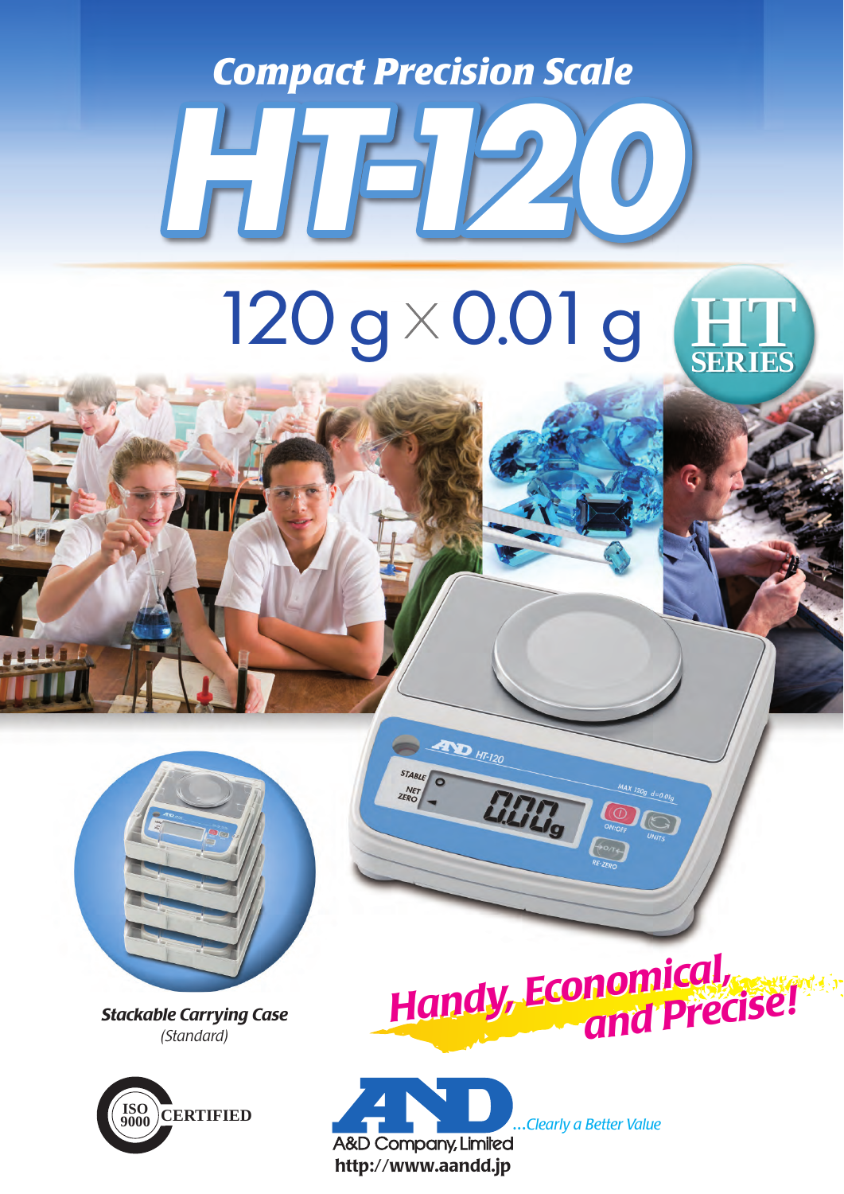## Compact Precision Scale

# HT-120

## 120 g × 0.01 g

HT SERIES

***Stackable Carrying Case***
*(Standard)*

***Handy, Economical, and Precise!***

ISO 9000 CERTIFIED

A&D Company, Limited

*...Clearly a Better Value*

**http://www.aandd.jp**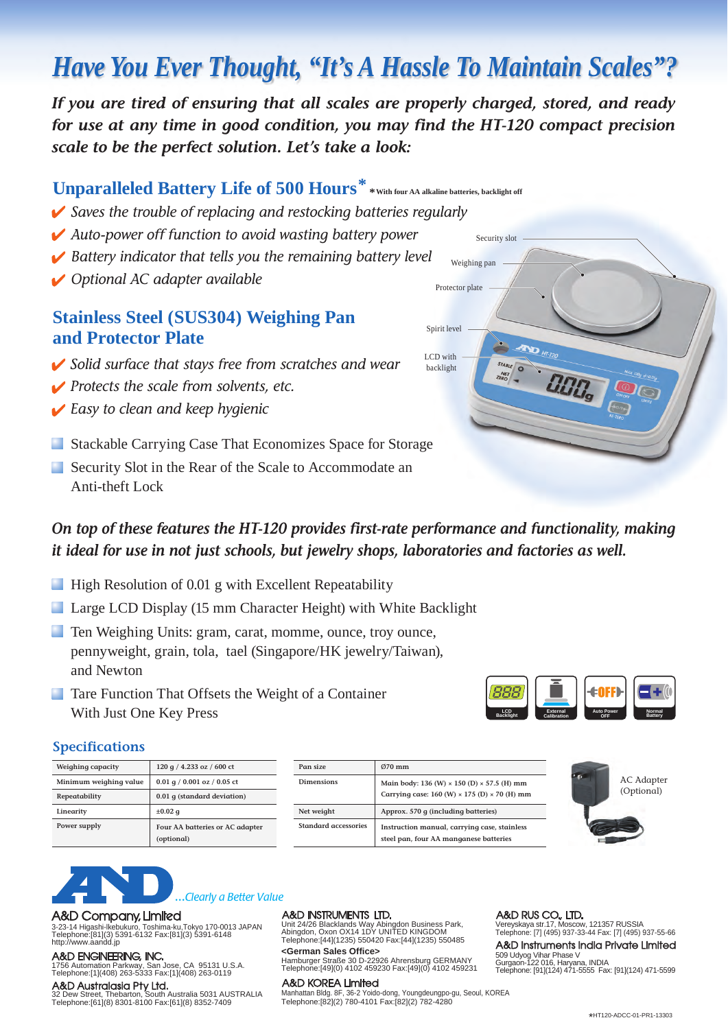# Have You Ever Thought, "It's A Hassle To Maintain Scales"?

*If you are tired of ensuring that all scales are properly charged, stored, and ready for use at any time in good condition, you may find the HT-120 compact precision scale to be the perfect solution. Let's take a look:*

## Unparalleled Battery Life of 500 Hours*

*With four AA alkaline batteries, backlight off

- *Saves the trouble of replacing and restocking batteries regularly*
- *Auto-power off function to avoid wasting battery power*
- *Battery indicator that tells you the remaining battery level*
- *Optional AC adapter available*

## Stainless Steel (SUS304) Weighing Pan and Protector Plate

- *Solid surface that stays free from scratches and wear*
- *Protects the scale from solvents, etc.*
- *Easy to clean and keep hygienic*

Security slot
Weighing pan
Protector plate
Spirit level
LCD with backlight

- Stackable Carrying Case That Economizes Space for Storage
- Security Slot in the Rear of the Scale to Accommodate an Anti-theft Lock

*On top of these features the HT-120 provides first-rate performance and functionality, making it ideal for use in not just schools, but jewelry shops, laboratories and factories as well.*

- High Resolution of 0.01 g with Excellent Repeatability
- Large LCD Display (15 mm Character Height) with White Backlight
- Ten Weighing Units: gram, carat, momme, ounce, troy ounce, pennyweight, grain, tola, tael (Singapore/HK jewelry/Taiwan), and Newton
- Tare Function That Offsets the Weight of a Container With Just One Key Press

LCD Backlight
External Calibration
Auto Power OFF
Normal Battery

## Specifications

| | |
|---|---|
| Weighing capacity | 120 g / 4.233 oz / 600 ct |
| Minimum weighing value | 0.01 g / 0.001 oz / 0.05 ct |
| Repeatability | 0.01 g (standard deviation) |
| Linearity | ±0.02 g |
| Power supply | Four AA batteries or AC adapter (optional) |
| Pan size | Ø70 mm |
| Dimensions | Main body: 136 (W) × 150 (D) × 57.5 (H) mm<br>Carrying case: 160 (W) × 175 (D) × 70 (H) mm |
| Net weight | Approx. 570 g (including batteries) |
| Standard accessories | Instruction manual, carrying case, stainless steel pan, four AA manganese batteries |

AC Adapter (Optional)

...Clearly a Better Value

**A&D Company, Limited**
3-23-14 Higashi-Ikebukuro, Toshima-ku,Tokyo 170-0013 JAPAN
Telephone:[81](3) 5391-6132 Fax:[81](3) 5391-6148
http://www.aandd.jp

**A&D ENGINEERING, INC.**
1756 Automation Parkway, San Jose, CA 95131 U.S.A.
Telephone:[1](408) 263-5333 Fax:[1](408) 263-0119

**A&D Australasia Pty Ltd.**
32 Dew Street, Thebarton, South Australia 5031 AUSTRALIA
Telephone:[61](8) 8301-8100 Fax:[61](8) 8352-7409

**A&D INSTRUMENTS LTD.**
Unit 24/26 Blacklands Way Abingdon Business Park, Abingdon, Oxon OX14 1DY UNITED KINGDOM
Telephone:[44](1235) 550420 Fax:[44](1235) 550485

**<German Sales Office>**
Hamburger Straße 30 D-22926 Ahrensburg GERMANY
Telephone:[49](0) 4102 459230 Fax:[49](0) 4102 459231

**A&D KOREA Limited**
Manhattan Bldg. 8F, 36-2 Yoido-dong, Youngdeungpo-gu, Seoul, KOREA
Telephone:[82](2) 780-4101 Fax:[82](2) 782-4280

**A&D RUS CO., LTD.**
Vereyskaya str.17, Moscow, 121357 RUSSIA
Telephone: [7] (495) 937-33-44 Fax: [7] (495) 937-55-66

**A&D Instruments India Private Limited**
509 Udyog Vihar Phase V
Gurgaon-122 016, Haryana, INDIA
Telephone: [91](124) 471-5555 Fax: [91](124) 471-5599

*HT120-ADCC-01-PR1-13303